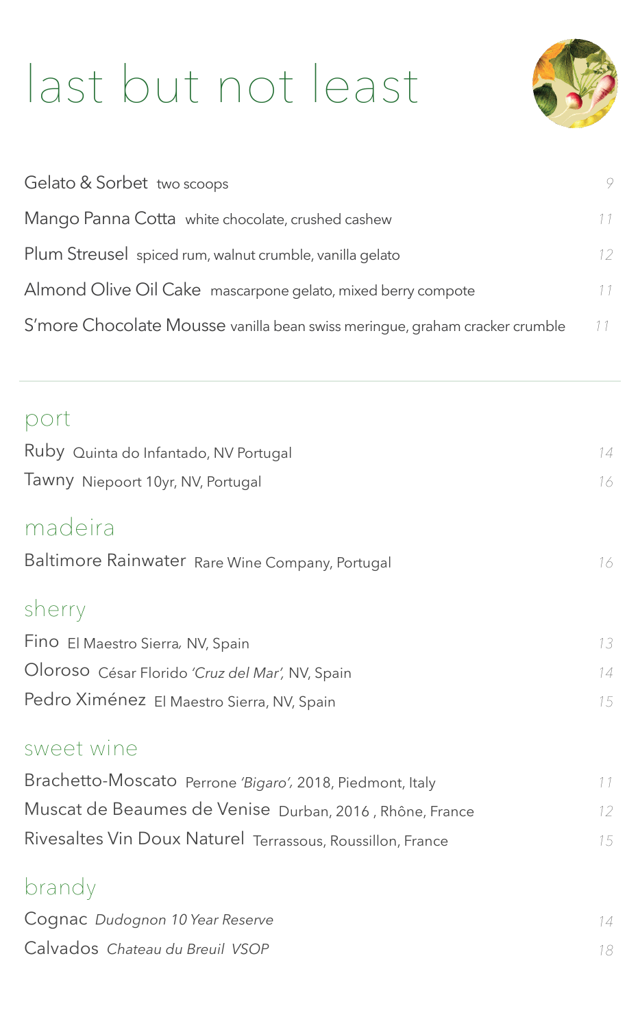# last but not least

Gelato & Sorbet two scoops 9

Mango Panna Cotta white chocolate, crushed cashew 11

Plum Streusel spiced rum, walnut crumble, vanilla gelato 12

Almond Olive Oil Cake mascarpone gelato, mixed berry compote 11

S'more Chocolate Mousse vanilla bean swiss meringue, graham cracker crumble 11

---

## port

Ruby Quinta do Infantado, NV Portugal 14

Tawny Niepoort 10yr, NV, Portugal 16

## madeira

Baltimore Rainwater Rare Wine Company, Portugal 16

## sherry

Fino El Maestro Sierra, NV, Spain 13

Oloroso César Florido *'Cruz del Mar',* NV, Spain 14

Pedro Ximénez El Maestro Sierra, NV, Spain 15

## sweet wine

Brachetto-Moscato Perrone *'Bigaro',* 2018, Piedmont, Italy 11

Muscat de Beaumes de Venise Durban, 2016 , Rhône, France 12

Rivesaltes Vin Doux Naturel Terrassous, Roussillon, France 15

## brandy

Cognac *Dudognon 10 Year Reserve* 14

Calvados *Chateau du Breuil VSOP* 18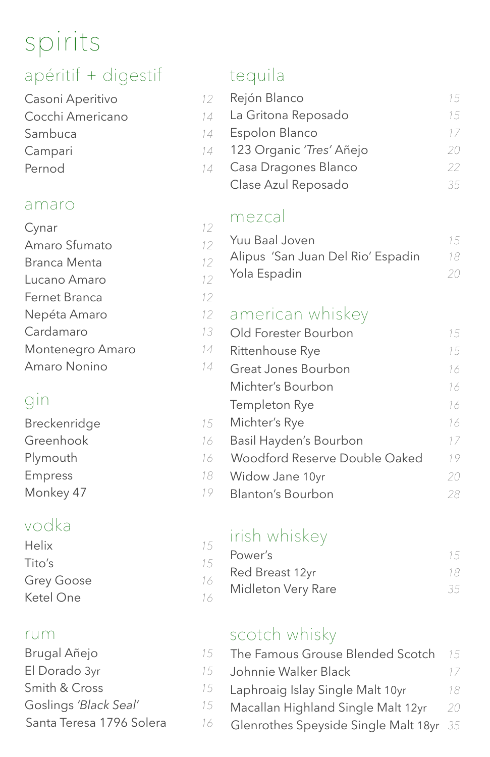# spirits

## apéritif + digestif

| | |
|---|---|
| Casoni Aperitivo | 12 |
| Cocchi Americano | 14 |
| Sambuca | 14 |
| Campari | 14 |
| Pernod | 14 |

## amaro

| | |
|---|---|
| Cynar | 12 |
| Amaro Sfumato | 12 |
| Branca Menta | 12 |
| Lucano Amaro | 12 |
| Fernet Branca | 12 |
| Nepéta Amaro | 12 |
| Cardamaro | 13 |
| Montenegro Amaro | 14 |
| Amaro Nonino | 14 |

## gin

| | |
|---|---|
| Breckenridge | 15 |
| Greenhook | 16 |
| Plymouth | 16 |
| Empress | 18 |
| Monkey 47 | 19 |

## vodka

| | |
|---|---|
| Helix | 15 |
| Tito's | 15 |
| Grey Goose | 16 |
| Ketel One | 16 |

## rum

| | |
|---|---|
| Brugal Añejo | 15 |
| El Dorado 3yr | 15 |
| Smith & Cross | 15 |
| Goslings *'Black Seal'* | 15 |
| Santa Teresa 1796 Solera | 16 |

## tequila

| | |
|---|---|
| Rejón Blanco | 15 |
| La Gritona Reposado | 15 |
| Espolon Blanco | 17 |
| 123 Organic *'Tres'* Añejo | 20 |
| Casa Dragones Blanco | 22 |
| Clase Azul Reposado | 35 |

## mezcal

| | |
|---|---|
| Yuu Baal Joven | 15 |
| Alipus 'San Juan Del Rio' Espadin | 18 |
| Yola Espadin | 20 |

## american whiskey

| | |
|---|---|
| Old Forester Bourbon | 15 |
| Rittenhouse Rye | 15 |
| Great Jones Bourbon | 16 |
| Michter's Bourbon | 16 |
| Templeton Rye | 16 |
| Michter's Rye | 16 |
| Basil Hayden's Bourbon | 17 |
| Woodford Reserve Double Oaked | 19 |
| Widow Jane 10yr | 20 |
| Blanton's Bourbon | 28 |

## irish whiskey

| | |
|---|---|
| Power's | 15 |
| Red Breast 12yr | 18 |
| Midleton Very Rare | 35 |

## scotch whisky

| | |
|---|---|
| The Famous Grouse Blended Scotch | 15 |
| Johnnie Walker Black | 17 |
| Laphroaig Islay Single Malt 10yr | 18 |
| Macallan Highland Single Malt 12yr | 20 |
| Glenrothes Speyside Single Malt 18yr | 35 |